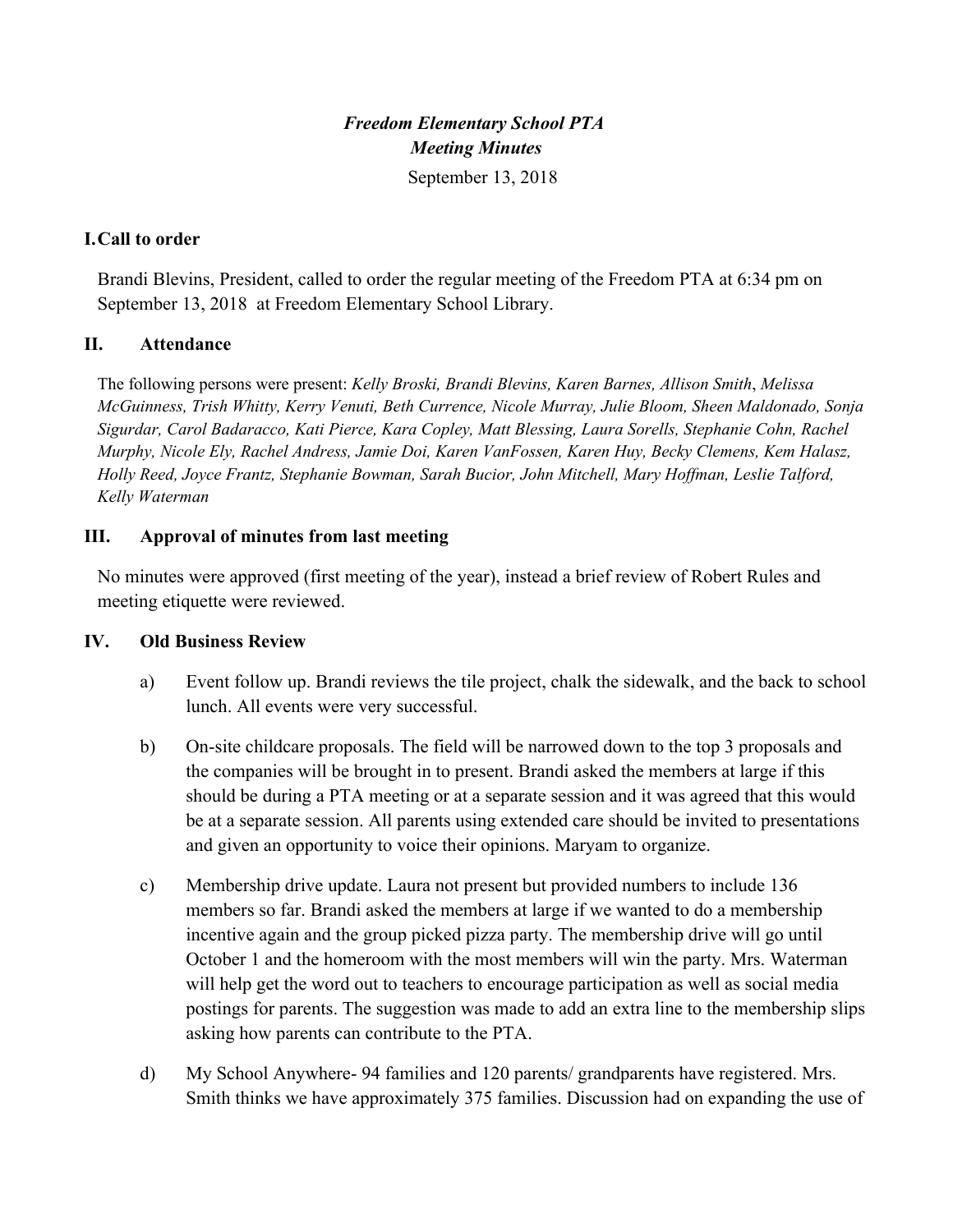# *Freedom Elementary School PTA*
# *Meeting Minutes*

September 13, 2018

## I. Call to order

Brandi Blevins, President, called to order the regular meeting of the Freedom PTA at 6:34 pm on September 13, 2018 at Freedom Elementary School Library.

## II. Attendance

The following persons were present: *Kelly Broski, Brandi Blevins, Karen Barnes, Allison Smith*, *Melissa McGuinness, Trish Whitty, Kerry Venuti, Beth Currence, Nicole Murray, Julie Bloom, Sheen Maldonado, Sonja Sigurdar, Carol Badaracco, Kati Pierce, Kara Copley, Matt Blessing, Laura Sorells, Stephanie Cohn, Rachel Murphy, Nicole Ely, Rachel Andress, Jamie Doi, Karen VanFossen, Karen Huy, Becky Clemens, Kem Halasz, Holly Reed, Joyce Frantz, Stephanie Bowman, Sarah Bucior, John Mitchell, Mary Hoffman, Leslie Talford, Kelly Waterman*

## III. Approval of minutes from last meeting

No minutes were approved (first meeting of the year), instead a brief review of Robert Rules and meeting etiquette were reviewed.

## IV. Old Business Review

a) Event follow up. Brandi reviews the tile project, chalk the sidewalk, and the back to school lunch. All events were very successful.

b) On-site childcare proposals. The field will be narrowed down to the top 3 proposals and the companies will be brought in to present. Brandi asked the members at large if this should be during a PTA meeting or at a separate session and it was agreed that this would be at a separate session. All parents using extended care should be invited to presentations and given an opportunity to voice their opinions. Maryam to organize.

c) Membership drive update. Laura not present but provided numbers to include 136 members so far. Brandi asked the members at large if we wanted to do a membership incentive again and the group picked pizza party. The membership drive will go until October 1 and the homeroom with the most members will win the party. Mrs. Waterman will help get the word out to teachers to encourage participation as well as social media postings for parents. The suggestion was made to add an extra line to the membership slips asking how parents can contribute to the PTA.

d) My School Anywhere- 94 families and 120 parents/ grandparents have registered. Mrs. Smith thinks we have approximately 375 families. Discussion had on expanding the use of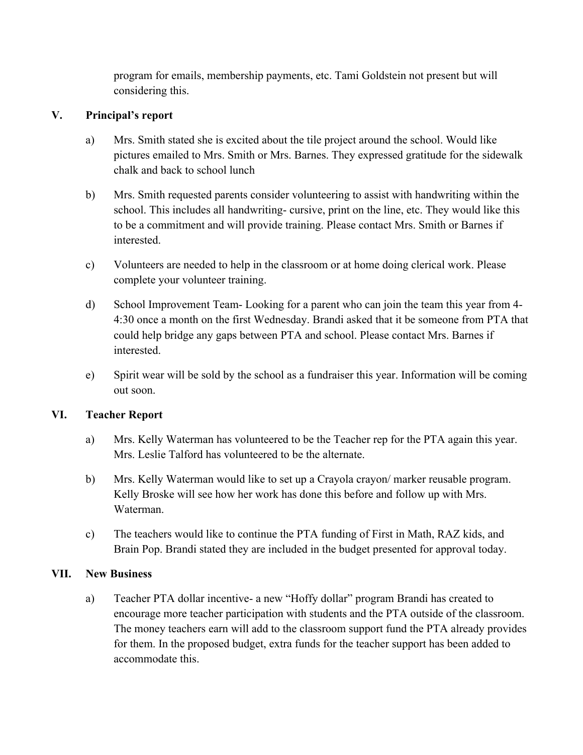program for emails, membership payments, etc. Tami Goldstein not present but will considering this.

## V. Principal's report

a) Mrs. Smith stated she is excited about the tile project around the school. Would like pictures emailed to Mrs. Smith or Mrs. Barnes. They expressed gratitude for the sidewalk chalk and back to school lunch

b) Mrs. Smith requested parents consider volunteering to assist with handwriting within the school. This includes all handwriting- cursive, print on the line, etc. They would like this to be a commitment and will provide training. Please contact Mrs. Smith or Barnes if interested.

c) Volunteers are needed to help in the classroom or at home doing clerical work. Please complete your volunteer training.

d) School Improvement Team- Looking for a parent who can join the team this year from 4-4:30 once a month on the first Wednesday. Brandi asked that it be someone from PTA that could help bridge any gaps between PTA and school. Please contact Mrs. Barnes if interested.

e) Spirit wear will be sold by the school as a fundraiser this year. Information will be coming out soon.

## VI. Teacher Report

a) Mrs. Kelly Waterman has volunteered to be the Teacher rep for the PTA again this year. Mrs. Leslie Talford has volunteered to be the alternate.

b) Mrs. Kelly Waterman would like to set up a Crayola crayon/ marker reusable program. Kelly Broske will see how her work has done this before and follow up with Mrs. Waterman.

c) The teachers would like to continue the PTA funding of First in Math, RAZ kids, and Brain Pop. Brandi stated they are included in the budget presented for approval today.

## VII. New Business

a) Teacher PTA dollar incentive- a new "Hoffy dollar" program Brandi has created to encourage more teacher participation with students and the PTA outside of the classroom. The money teachers earn will add to the classroom support fund the PTA already provides for them. In the proposed budget, extra funds for the teacher support has been added to accommodate this.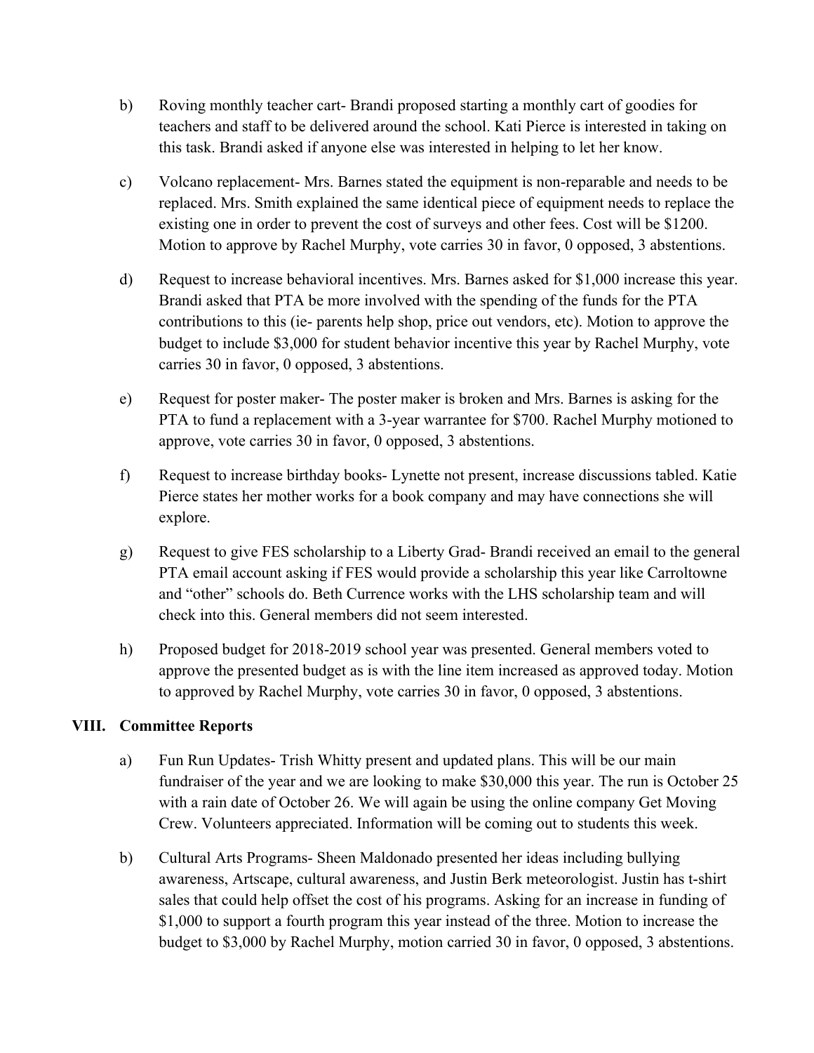b) Roving monthly teacher cart- Brandi proposed starting a monthly cart of goodies for teachers and staff to be delivered around the school. Kati Pierce is interested in taking on this task. Brandi asked if anyone else was interested in helping to let her know.

c) Volcano replacement- Mrs. Barnes stated the equipment is non-reparable and needs to be replaced. Mrs. Smith explained the same identical piece of equipment needs to replace the existing one in order to prevent the cost of surveys and other fees. Cost will be $1200. Motion to approve by Rachel Murphy, vote carries 30 in favor, 0 opposed, 3 abstentions.

d) Request to increase behavioral incentives. Mrs. Barnes asked for $1,000 increase this year. Brandi asked that PTA be more involved with the spending of the funds for the PTA contributions to this (ie- parents help shop, price out vendors, etc). Motion to approve the budget to include $3,000 for student behavior incentive this year by Rachel Murphy, vote carries 30 in favor, 0 opposed, 3 abstentions.

e) Request for poster maker- The poster maker is broken and Mrs. Barnes is asking for the PTA to fund a replacement with a 3-year warrantee for $700. Rachel Murphy motioned to approve, vote carries 30 in favor, 0 opposed, 3 abstentions.

f) Request to increase birthday books- Lynette not present, increase discussions tabled. Katie Pierce states her mother works for a book company and may have connections she will explore.

g) Request to give FES scholarship to a Liberty Grad- Brandi received an email to the general PTA email account asking if FES would provide a scholarship this year like Carroltowne and "other" schools do. Beth Currence works with the LHS scholarship team and will check into this. General members did not seem interested.

h) Proposed budget for 2018-2019 school year was presented. General members voted to approve the presented budget as is with the line item increased as approved today. Motion to approved by Rachel Murphy, vote carries 30 in favor, 0 opposed, 3 abstentions.

## VIII. Committee Reports

a) Fun Run Updates- Trish Whitty present and updated plans. This will be our main fundraiser of the year and we are looking to make $30,000 this year. The run is October 25 with a rain date of October 26. We will again be using the online company Get Moving Crew. Volunteers appreciated. Information will be coming out to students this week.

b) Cultural Arts Programs- Sheen Maldonado presented her ideas including bullying awareness, Artscape, cultural awareness, and Justin Berk meteorologist. Justin has t-shirt sales that could help offset the cost of his programs. Asking for an increase in funding of $1,000 to support a fourth program this year instead of the three. Motion to increase the budget to $3,000 by Rachel Murphy, motion carried 30 in favor, 0 opposed, 3 abstentions.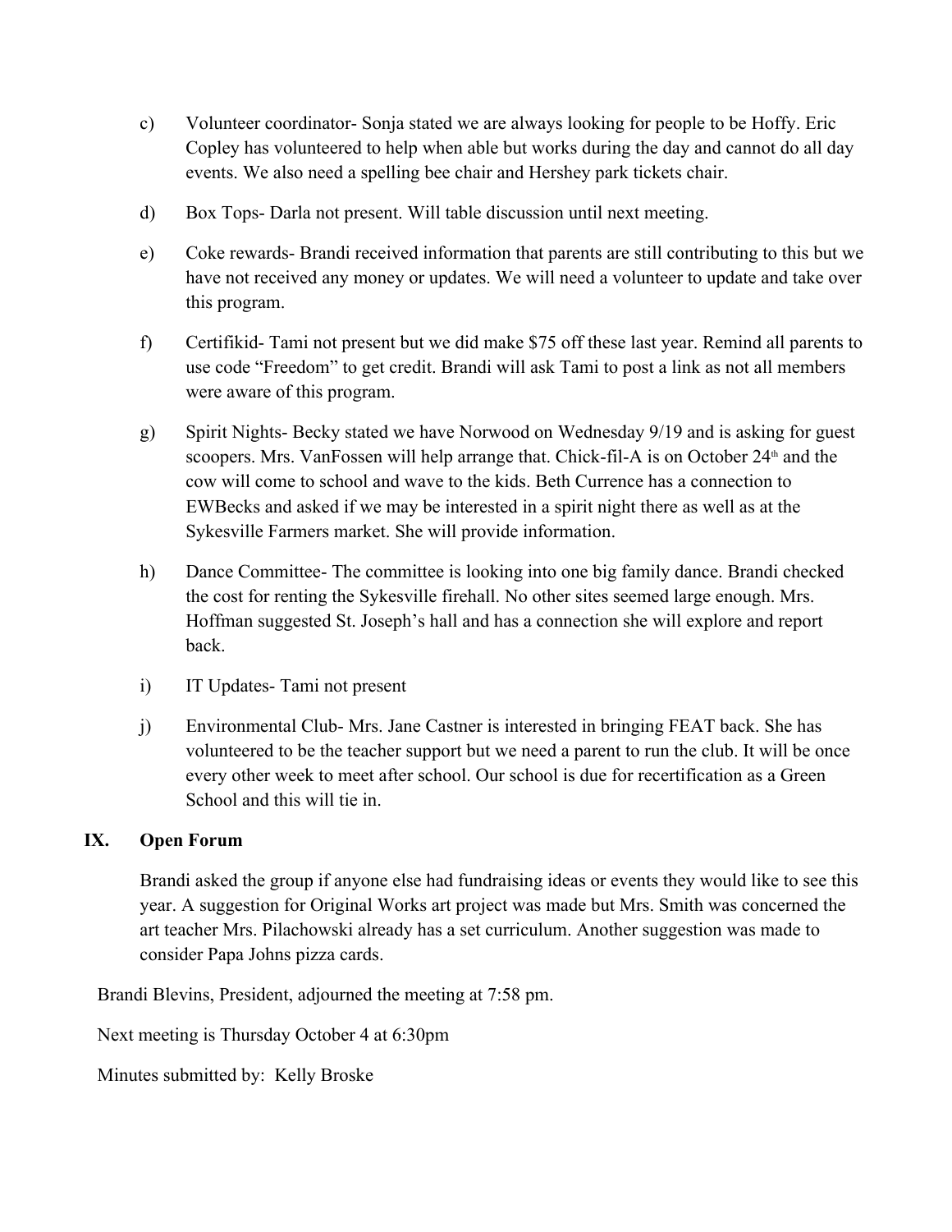c) Volunteer coordinator- Sonja stated we are always looking for people to be Hoffy. Eric Copley has volunteered to help when able but works during the day and cannot do all day events. We also need a spelling bee chair and Hershey park tickets chair.

d) Box Tops- Darla not present. Will table discussion until next meeting.

e) Coke rewards- Brandi received information that parents are still contributing to this but we have not received any money or updates. We will need a volunteer to update and take over this program.

f) Certifikid- Tami not present but we did make $75 off these last year. Remind all parents to use code "Freedom" to get credit. Brandi will ask Tami to post a link as not all members were aware of this program.

g) Spirit Nights- Becky stated we have Norwood on Wednesday 9/19 and is asking for guest scoopers. Mrs. VanFossen will help arrange that. Chick-fil-A is on October 24th and the cow will come to school and wave to the kids. Beth Currence has a connection to EWBecks and asked if we may be interested in a spirit night there as well as at the Sykesville Farmers market. She will provide information.

h) Dance Committee- The committee is looking into one big family dance. Brandi checked the cost for renting the Sykesville firehall. No other sites seemed large enough. Mrs. Hoffman suggested St. Joseph's hall and has a connection she will explore and report back.

i) IT Updates- Tami not present

j) Environmental Club- Mrs. Jane Castner is interested in bringing FEAT back. She has volunteered to be the teacher support but we need a parent to run the club. It will be once every other week to meet after school. Our school is due for recertification as a Green School and this will tie in.

## IX. Open Forum

Brandi asked the group if anyone else had fundraising ideas or events they would like to see this year. A suggestion for Original Works art project was made but Mrs. Smith was concerned the art teacher Mrs. Pilachowski already has a set curriculum. Another suggestion was made to consider Papa Johns pizza cards.

Brandi Blevins, President, adjourned the meeting at 7:58 pm.

Next meeting is Thursday October 4 at 6:30pm

Minutes submitted by: Kelly Broske